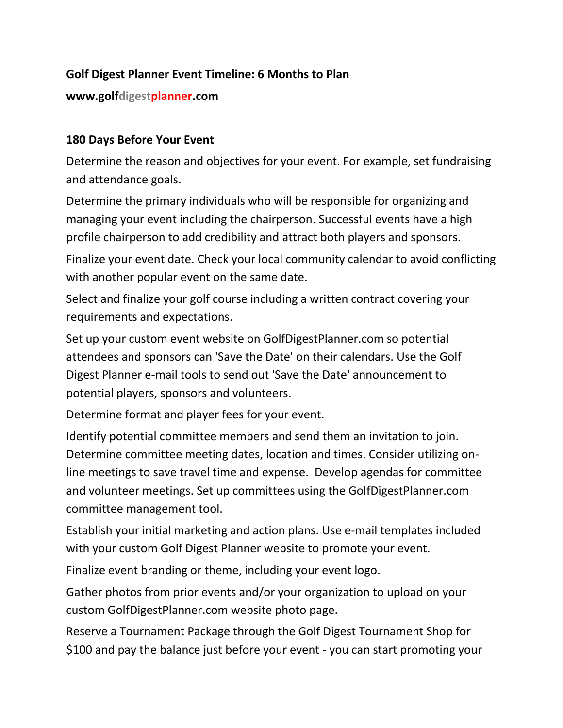**Golf Digest Planner Event Timeline: 6 Months to Plan**

**www.golfdigestplanner.com**

**180 Days Before Your Event**

Determine the reason and objectives for your event. For example, set fundraising and attendance goals.

Determine the primary individuals who will be responsible for organizing and managing your event including the chairperson. Successful events have a high profile chairperson to add credibility and attract both players and sponsors.

Finalize your event date. Check your local community calendar to avoid conflicting with another popular event on the same date.

Select and finalize your golf course including a written contract covering your requirements and expectations.

Set up your custom event website on GolfDigestPlanner.com so potential attendees and sponsors can 'Save the Date' on their calendars. Use the Golf Digest Planner e-mail tools to send out 'Save the Date' announcement to potential players, sponsors and volunteers.

Determine format and player fees for your event.

Identify potential committee members and send them an invitation to join. Determine committee meeting dates, location and times. Consider utilizing on-line meetings to save travel time and expense. Develop agendas for committee and volunteer meetings. Set up committees using the GolfDigestPlanner.com committee management tool.

Establish your initial marketing and action plans. Use e-mail templates included with your custom Golf Digest Planner website to promote your event.

Finalize event branding or theme, including your event logo.

Gather photos from prior events and/or your organization to upload on your custom GolfDigestPlanner.com website photo page.

Reserve a Tournament Package through the Golf Digest Tournament Shop for $100 and pay the balance just before your event - you can start promoting your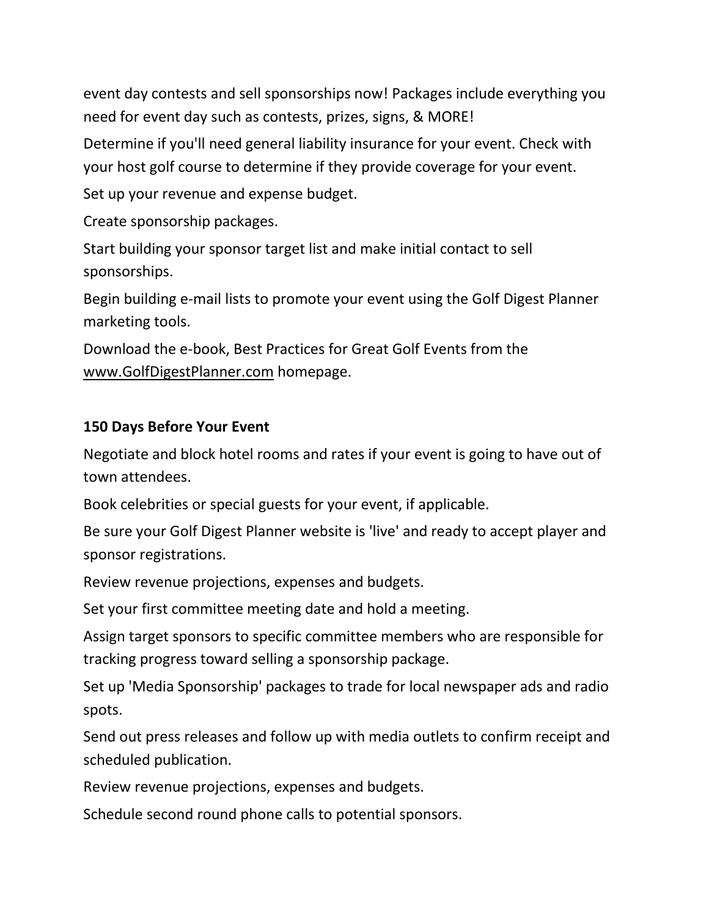event day contests and sell sponsorships now! Packages include everything you need for event day such as contests, prizes, signs, & MORE!

Determine if you'll need general liability insurance for your event. Check with your host golf course to determine if they provide coverage for your event.

Set up your revenue and expense budget.

Create sponsorship packages.

Start building your sponsor target list and make initial contact to sell sponsorships.

Begin building e-mail lists to promote your event using the Golf Digest Planner marketing tools.

Download the e-book, Best Practices for Great Golf Events from the www.GolfDigestPlanner.com homepage.

**150 Days Before Your Event**

Negotiate and block hotel rooms and rates if your event is going to have out of town attendees.

Book celebrities or special guests for your event, if applicable.

Be sure your Golf Digest Planner website is 'live' and ready to accept player and sponsor registrations.

Review revenue projections, expenses and budgets.

Set your first committee meeting date and hold a meeting.

Assign target sponsors to specific committee members who are responsible for tracking progress toward selling a sponsorship package.

Set up 'Media Sponsorship' packages to trade for local newspaper ads and radio spots.

Send out press releases and follow up with media outlets to confirm receipt and scheduled publication.

Review revenue projections, expenses and budgets.

Schedule second round phone calls to potential sponsors.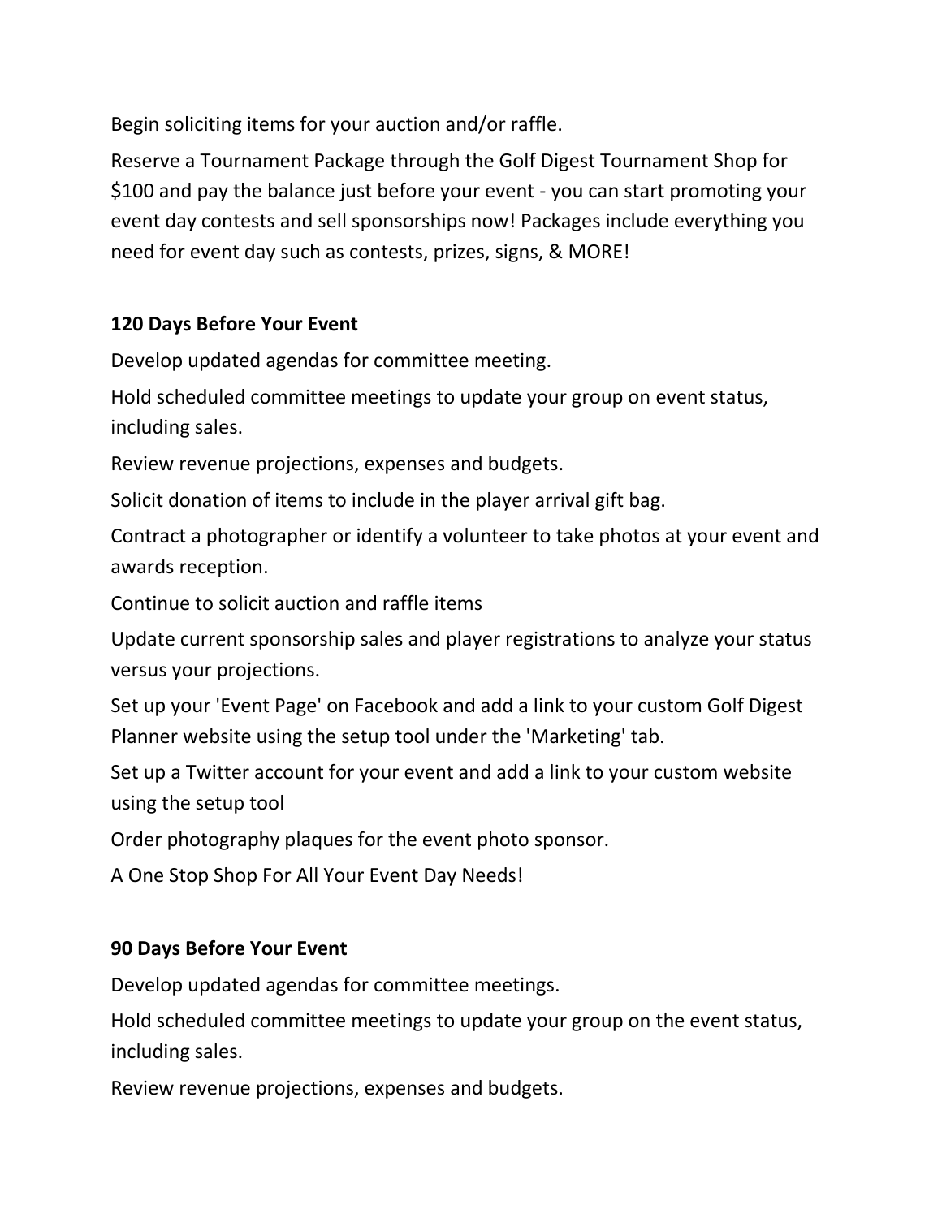Begin soliciting items for your auction and/or raffle.

Reserve a Tournament Package through the Golf Digest Tournament Shop for $100 and pay the balance just before your event - you can start promoting your event day contests and sell sponsorships now! Packages include everything you need for event day such as contests, prizes, signs, & MORE!

**120 Days Before Your Event**

Develop updated agendas for committee meeting.

Hold scheduled committee meetings to update your group on event status, including sales.

Review revenue projections, expenses and budgets.

Solicit donation of items to include in the player arrival gift bag.

Contract a photographer or identify a volunteer to take photos at your event and awards reception.

Continue to solicit auction and raffle items

Update current sponsorship sales and player registrations to analyze your status versus your projections.

Set up your 'Event Page' on Facebook and add a link to your custom Golf Digest Planner website using the setup tool under the 'Marketing' tab.

Set up a Twitter account for your event and add a link to your custom website using the setup tool

Order photography plaques for the event photo sponsor.

A One Stop Shop For All Your Event Day Needs!

**90 Days Before Your Event**

Develop updated agendas for committee meetings.

Hold scheduled committee meetings to update your group on the event status, including sales.

Review revenue projections, expenses and budgets.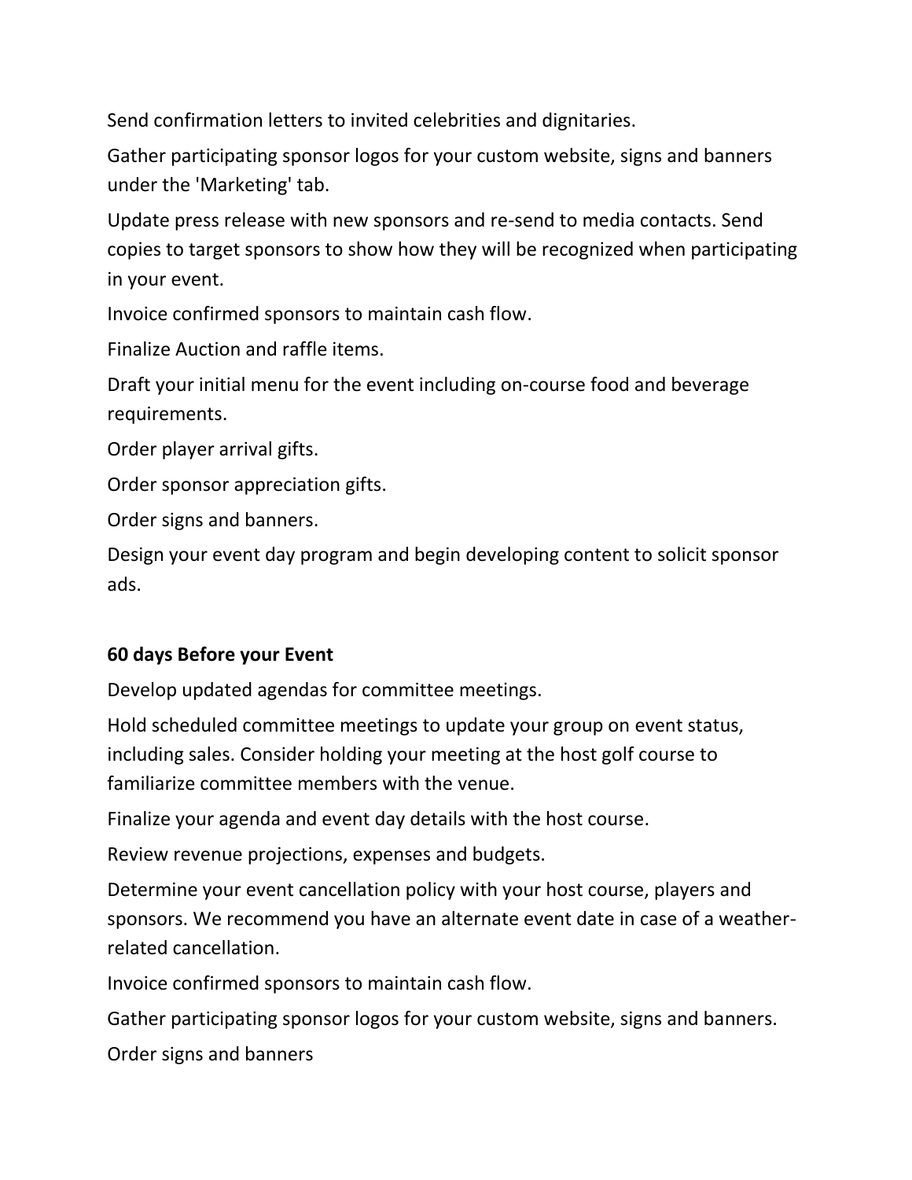Send confirmation letters to invited celebrities and dignitaries.

Gather participating sponsor logos for your custom website, signs and banners under the 'Marketing' tab.

Update press release with new sponsors and re-send to media contacts. Send copies to target sponsors to show how they will be recognized when participating in your event.

Invoice confirmed sponsors to maintain cash flow.

Finalize Auction and raffle items.

Draft your initial menu for the event including on-course food and beverage requirements.

Order player arrival gifts.

Order sponsor appreciation gifts.

Order signs and banners.

Design your event day program and begin developing content to solicit sponsor ads.

**60 days Before your Event**

Develop updated agendas for committee meetings.

Hold scheduled committee meetings to update your group on event status, including sales. Consider holding your meeting at the host golf course to familiarize committee members with the venue.

Finalize your agenda and event day details with the host course.

Review revenue projections, expenses and budgets.

Determine your event cancellation policy with your host course, players and sponsors. We recommend you have an alternate event date in case of a weather-related cancellation.

Invoice confirmed sponsors to maintain cash flow.

Gather participating sponsor logos for your custom website, signs and banners.

Order signs and banners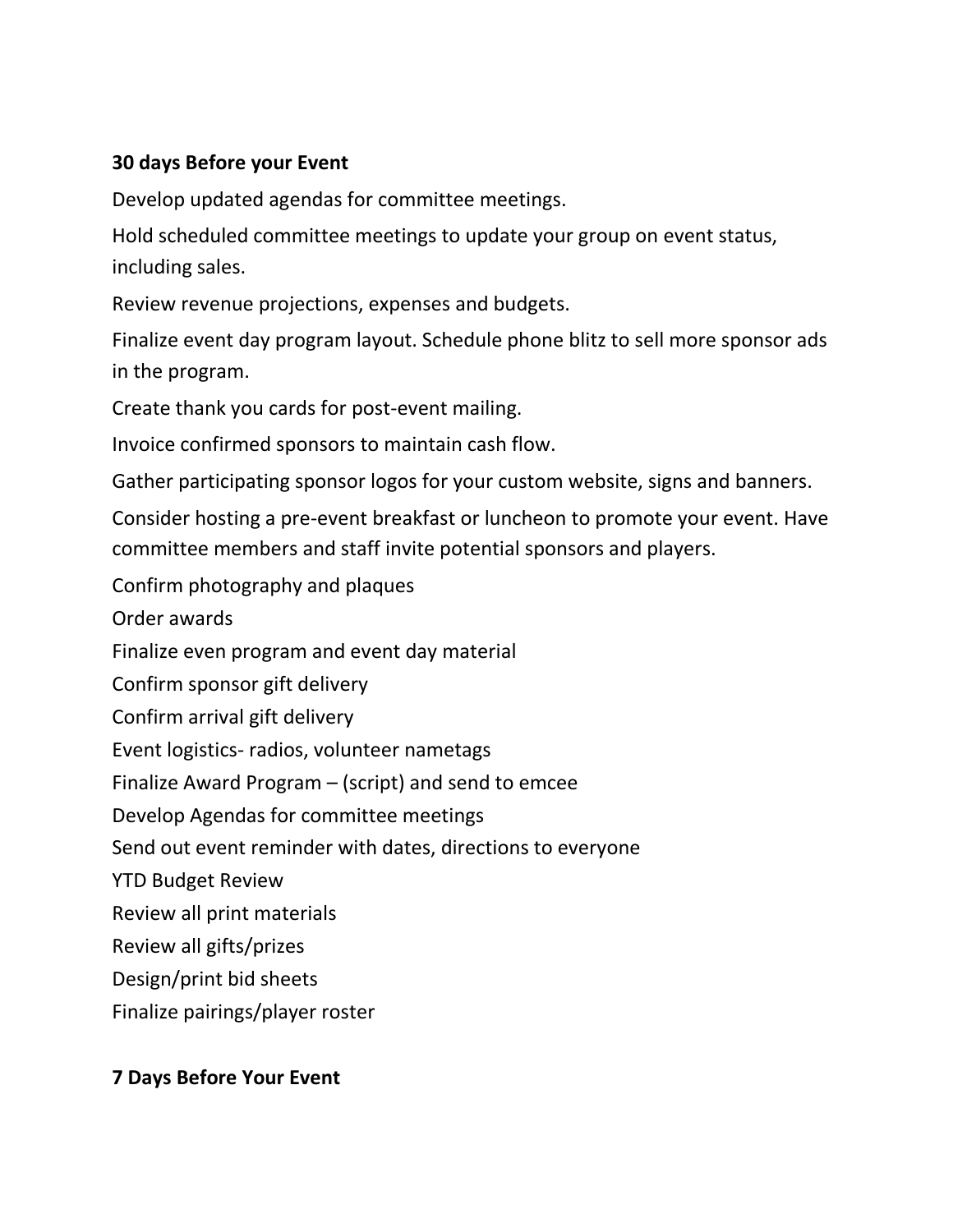**30 days Before your Event**

Develop updated agendas for committee meetings.

Hold scheduled committee meetings to update your group on event status, including sales.

Review revenue projections, expenses and budgets.

Finalize event day program layout. Schedule phone blitz to sell more sponsor ads in the program.

Create thank you cards for post-event mailing.

Invoice confirmed sponsors to maintain cash flow.

Gather participating sponsor logos for your custom website, signs and banners.

Consider hosting a pre-event breakfast or luncheon to promote your event. Have committee members and staff invite potential sponsors and players.

Confirm photography and plaques

Order awards

Finalize even program and event day material

Confirm sponsor gift delivery

Confirm arrival gift delivery

Event logistics- radios, volunteer nametags

Finalize Award Program – (script) and send to emcee

Develop Agendas for committee meetings

Send out event reminder with dates, directions to everyone

YTD Budget Review

Review all print materials

Review all gifts/prizes

Design/print bid sheets

Finalize pairings/player roster

**7 Days Before Your Event**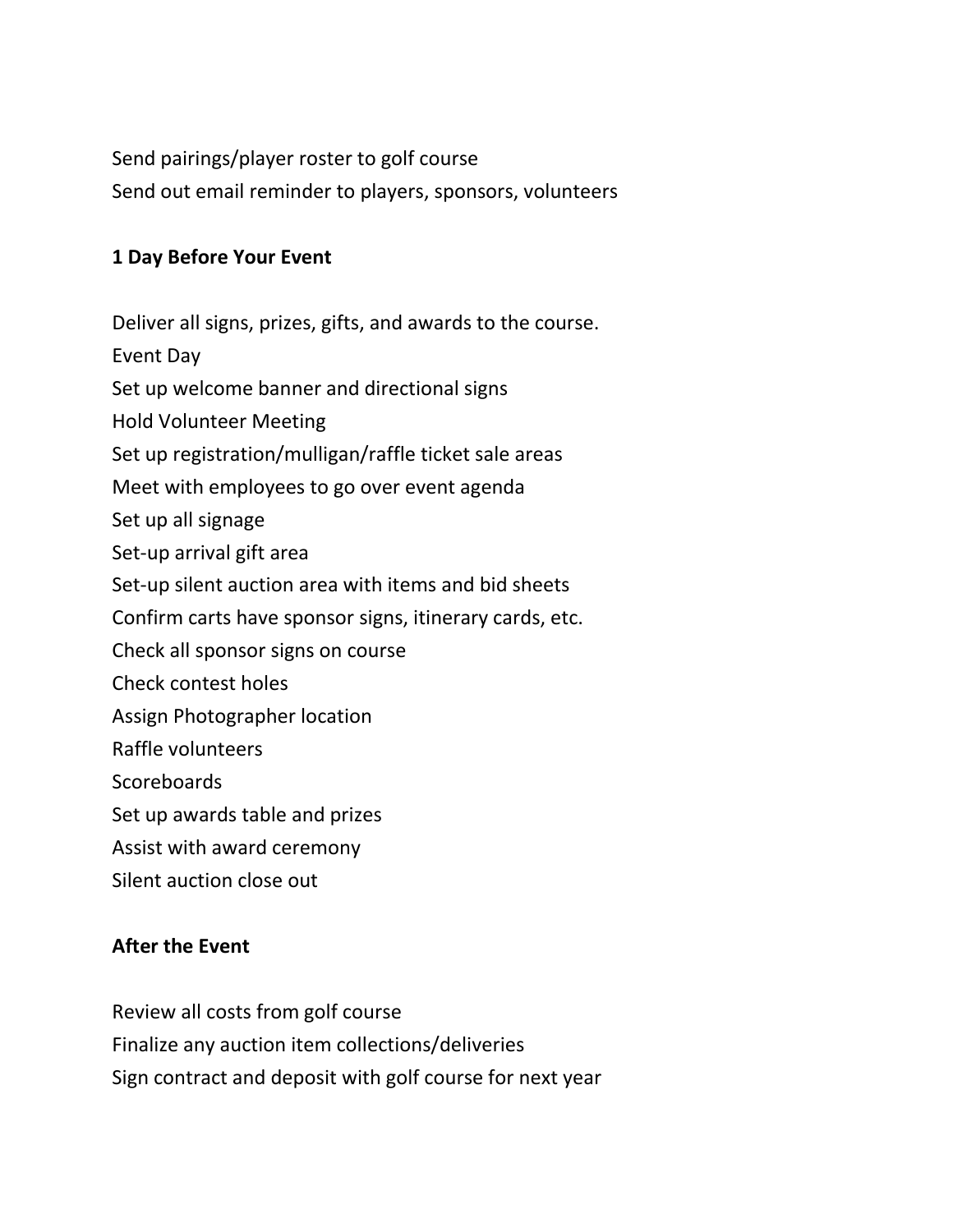Send pairings/player roster to golf course
Send out email reminder to players, sponsors, volunteers

**1 Day Before Your Event**

Deliver all signs, prizes, gifts, and awards to the course.
Event Day
Set up welcome banner and directional signs
Hold Volunteer Meeting
Set up registration/mulligan/raffle ticket sale areas
Meet with employees to go over event agenda
Set up all signage
Set-up arrival gift area
Set-up silent auction area with items and bid sheets
Confirm carts have sponsor signs, itinerary cards, etc.
Check all sponsor signs on course
Check contest holes
Assign Photographer location
Raffle volunteers
Scoreboards
Set up awards table and prizes
Assist with award ceremony
Silent auction close out

**After the Event**

Review all costs from golf course
Finalize any auction item collections/deliveries
Sign contract and deposit with golf course for next year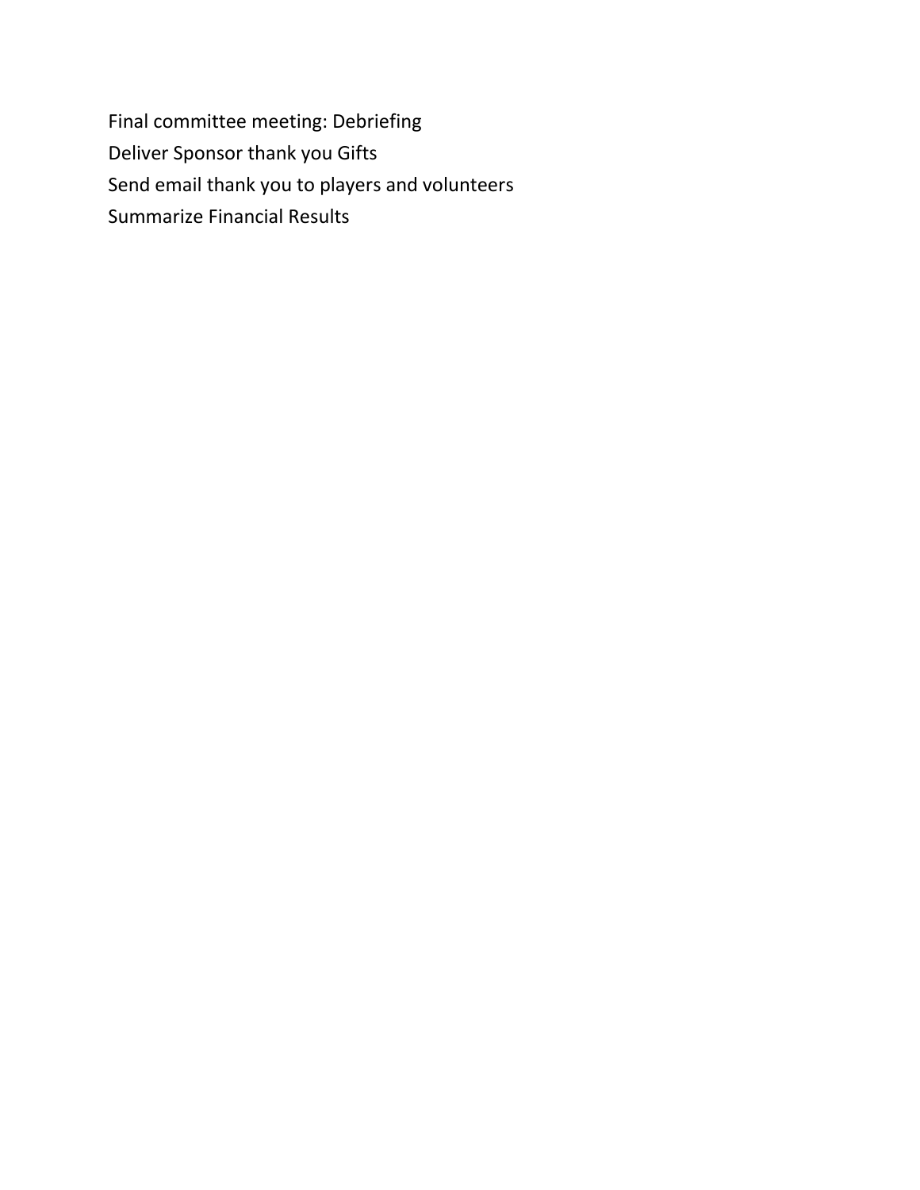Final committee meeting: Debriefing
Deliver Sponsor thank you Gifts
Send email thank you to players and volunteers
Summarize Financial Results